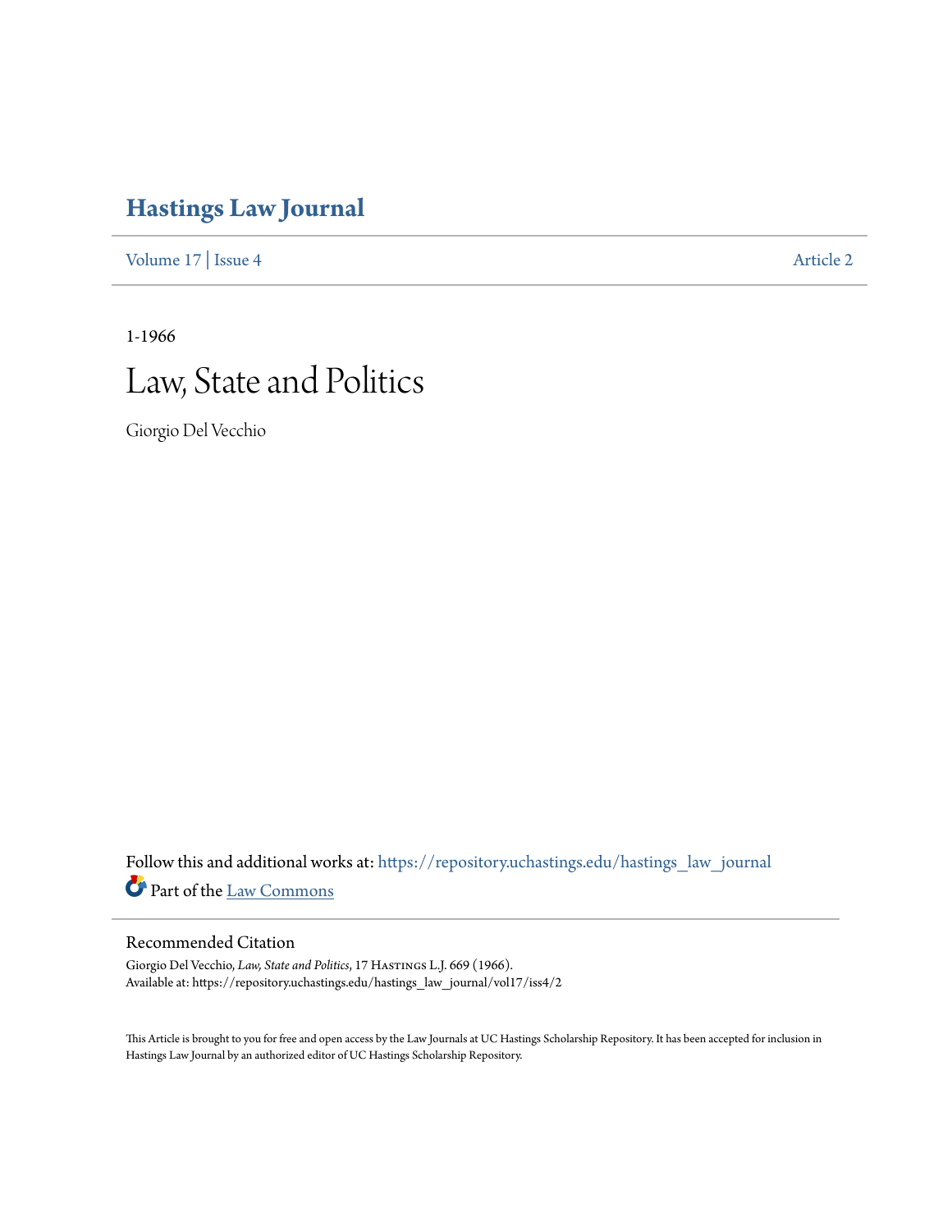# Hastings Law Journal

Volume 17 | Issue 4 Article 2

1-1966

# Law, State and Politics

Giorgio Del Vecchio

Follow this and additional works at: https://repository.uchastings.edu/hastings_law_journal

Part of the Law Commons

## Recommended Citation

Giorgio Del Vecchio, *Law, State and Politics*, 17 Hastings L.J. 669 (1966).
Available at: https://repository.uchastings.edu/hastings_law_journal/vol17/iss4/2

This Article is brought to you for free and open access by the Law Journals at UC Hastings Scholarship Repository. It has been accepted for inclusion in Hastings Law Journal by an authorized editor of UC Hastings Scholarship Repository.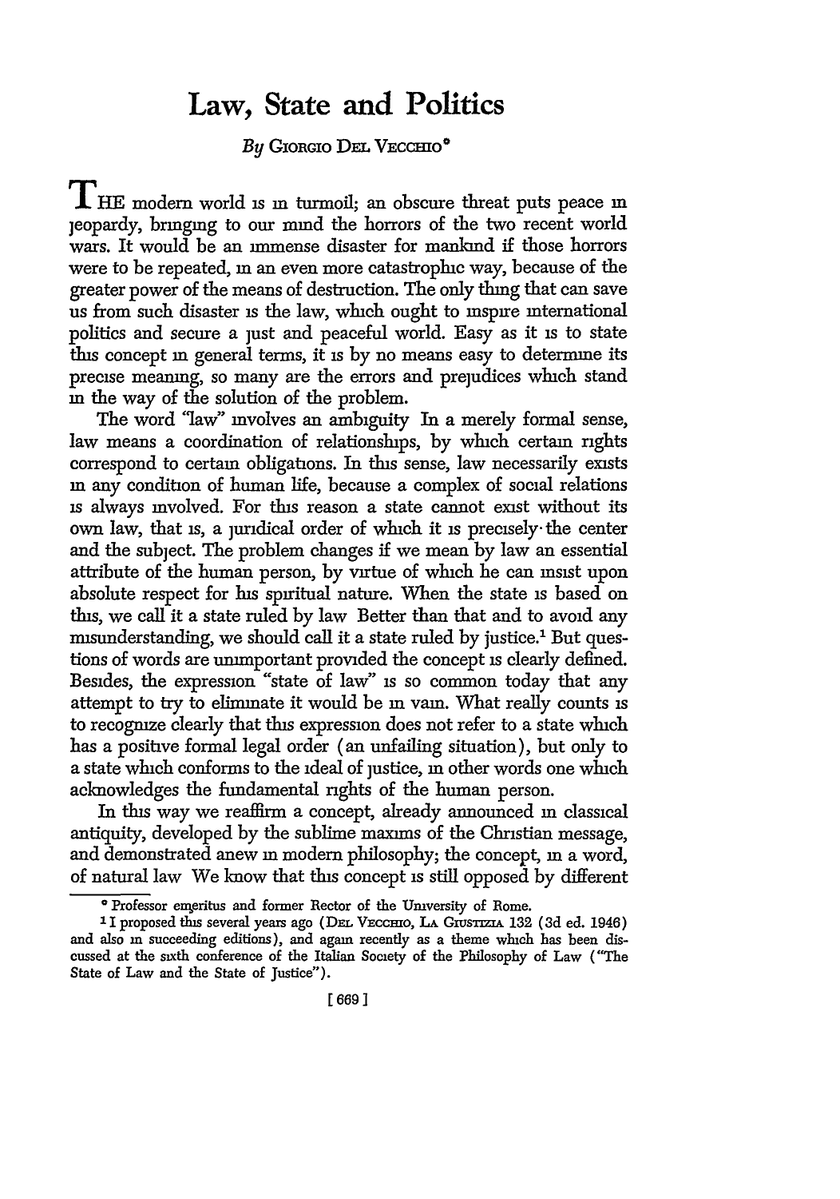# Law, State and Politics

*By* Giorgio Del Vecchio*

The modern world is in turmoil; an obscure threat puts peace in jeopardy, bringing to our mind the horrors of the two recent world wars. It would be an immense disaster for mankind if those horrors were to be repeated, in an even more catastrophic way, because of the greater power of the means of destruction. The only thing that can save us from such disaster is the law, which ought to inspire international politics and secure a just and peaceful world. Easy as it is to state this concept in general terms, it is by no means easy to determine its precise meaning, so many are the errors and prejudices which stand in the way of the solution of the problem.

The word "law" involves an ambiguity In a merely formal sense, law means a coordination of relationships, by which certain rights correspond to certain obligations. In this sense, law necessarily exists in any condition of human life, because a complex of social relations is always involved. For this reason a state cannot exist without its own law, that is, a juridical order of which it is precisely the center and the subject. The problem changes if we mean by law an essential attribute of the human person, by virtue of which he can insist upon absolute respect for his spiritual nature. When the state is based on this, we call it a state ruled by law Better than that and to avoid any misunderstanding, we should call it a state ruled by justice.[1] But questions of words are unimportant provided the concept is clearly defined. Besides, the expression "state of law" is so common today that any attempt to try to eliminate it would be in vain. What really counts is to recognize clearly that this expression does not refer to a state which has a positive formal legal order (an unfailing situation), but only to a state which conforms to the ideal of justice, in other words one which acknowledges the fundamental rights of the human person.

In this way we reaffirm a concept, already announced in classical antiquity, developed by the sublime maxims of the Christian message, and demonstrated anew in modern philosophy; the concept, in a word, of natural law We know that this concept is still opposed by different

---

* Professor emeritus and former Rector of the University of Rome.

[1] I proposed this several years ago (Del Vecchio, La Giustizia 132 (3d ed. 1946) and also in succeeding editions), and again recently as a theme which has been discussed at the sixth conference of the Italian Society of the Philosophy of Law ("The State of Law and the State of Justice").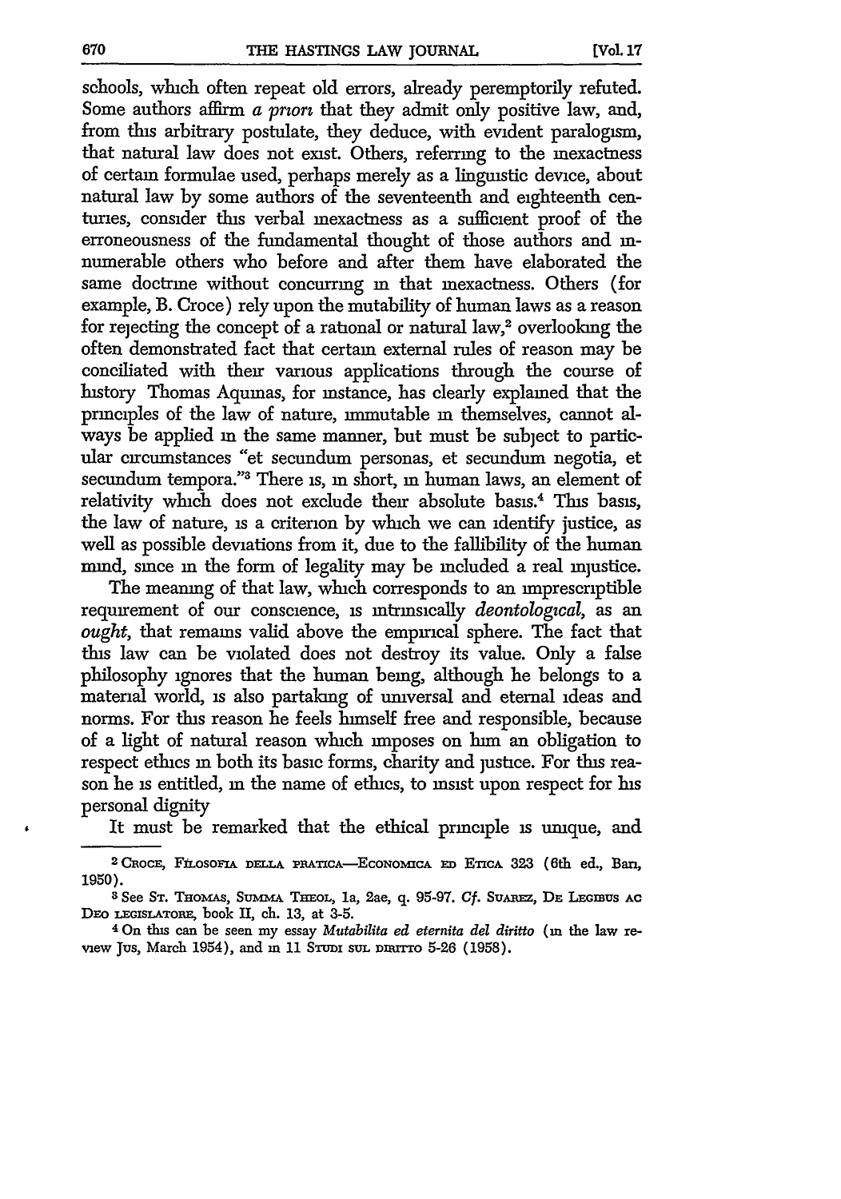schools, which often repeat old errors, already peremptorily refuted. Some authors affirm *a priori* that they admit only positive law, and, from this arbitrary postulate, they deduce, with evident paralogism, that natural law does not exist. Others, referring to the inexactness of certain formulae used, perhaps merely as a linguistic device, about natural law by some authors of the seventeenth and eighteenth centuries, consider this verbal inexactness as a sufficient proof of the erroneousness of the fundamental thought of those authors and innumerable others who before and after them have elaborated the same doctrine without concurring in that inexactness. Others (for example, B. Croce) rely upon the mutability of human laws as a reason for rejecting the concept of a rational or natural law,[2] overlooking the often demonstrated fact that certain external rules of reason may be conciliated with their various applications through the course of history Thomas Aquinas, for instance, has clearly explained that the principles of the law of nature, immutable in themselves, cannot always be applied in the same manner, but must be subject to particular circumstances "et secundum personas, et secundum negotia, et secundum tempora."[3] There is, in short, in human laws, an element of relativity which does not exclude their absolute basis.[4] This basis, the law of nature, is a criterion by which we can identify justice, as well as possible deviations from it, due to the fallibility of the human mind, since in the form of legality may be included a real injustice.

The meaning of that law, which corresponds to an imprescriptible requirement of our conscience, is intrinsically *deontological*, as an *ought*, that remains valid above the empirical sphere. The fact that this law can be violated does not destroy its value. Only a false philosophy ignores that the human being, although he belongs to a material world, is also partaking of universal and eternal ideas and norms. For this reason he feels himself free and responsible, because of a light of natural reason which imposes on him an obligation to respect ethics in both its basic forms, charity and justice. For this reason he is entitled, in the name of ethics, to insist upon respect for his personal dignity

It must be remarked that the ethical principle is unique, and

---

[2] CROCE, FILOSOFIA DELLA PRATICA—ECONOMICA ED ETICA 323 (6th ed., Bari, 1950).

[3] See ST. THOMAS, SUMMA THEOL, 1a, 2ae, q. 95-97. *Cf.* SUAREZ, DE LEGIBUS AC DEO LEGISLATORE, book II, ch. 13, at 3-5.

[4] On this can be seen my essay *Mutabilita ed eternita del diritto* (in the law review Jus, March 1954), and in 11 STUDI SUL DIRITTO 5-26 (1958).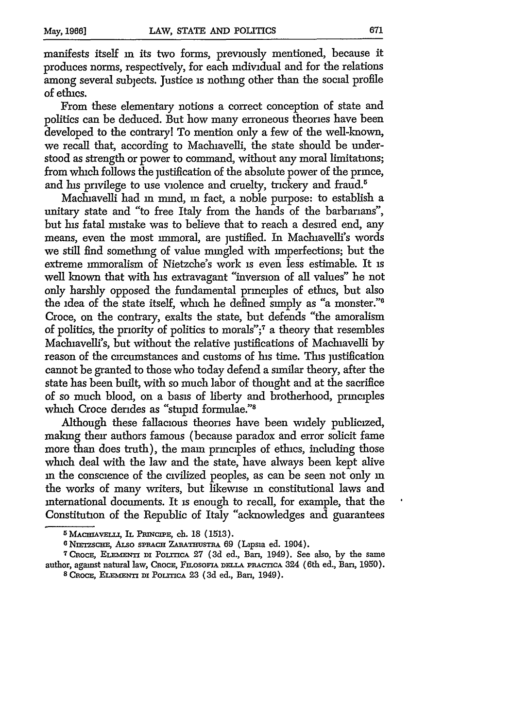manifests itself in its two forms, previously mentioned, because it produces norms, respectively, for each individual and for the relations among several subjects. Justice is nothing other than the social profile of ethics.

From these elementary notions a correct conception of state and politics can be deduced. But how many erroneous theories have been developed to the contrary! To mention only a few of the well-known, we recall that, according to Machiavelli, the state should be understood as strength or power to command, without any moral limitations; from which follows the justification of the absolute power of the prince, and his privilege to use violence and cruelty, trickery and fraud.[5]

Machiavelli had in mind, in fact, a noble purpose: to establish a unitary state and "to free Italy from the hands of the barbarians", but his fatal mistake was to believe that to reach a desired end, any means, even the most immoral, are justified. In Machiavelli's words we still find something of value mingled with imperfections; but the extreme immoralism of Nietzche's work is even less estimable. It is well known that with his extravagant "inversion of all values" he not only harshly opposed the fundamental principles of ethics, but also the idea of the state itself, which he defined simply as "a monster."[6] Croce, on the contrary, exalts the state, but defends "the amoralism of politics, the priority of politics to morals";[7] a theory that resembles Machiavelli's, but without the relative justifications of Machiavelli by reason of the circumstances and customs of his time. This justification cannot be granted to those who today defend a similar theory, after the state has been built, with so much labor of thought and at the sacrifice of so much blood, on a basis of liberty and brotherhood, principles which Croce derides as "stupid formulae."[8]

Although these fallacious theories have been widely publicized, making their authors famous (because paradox and error solicit fame more than does truth), the main principles of ethics, including those which deal with the law and the state, have always been kept alive in the conscience of the civilized peoples, as can be seen not only in the works of many writers, but likewise in constitutional laws and international documents. It is enough to recall, for example, that the Constitution of the Republic of Italy "acknowledges and guarantees

---

[5] MACHIAVELLI, IL PRINCIPE, ch. 18 (1513).

[6] NIETZSCHE, ALSO SPRACH ZARATHUSTRA 69 (Lipsia ed. 1904).

[7] CROCE, ELEMENTI DI POLITICA 27 (3d ed., Bari, 1949). See also, by the same author, against natural law, CROCE, FILOSOFIA DELLA PRACTICA 324 (6th ed., Bari, 1950).

[8] CROCE, ELEMENTI DI POLITICA 23 (3d ed., Bari, 1949).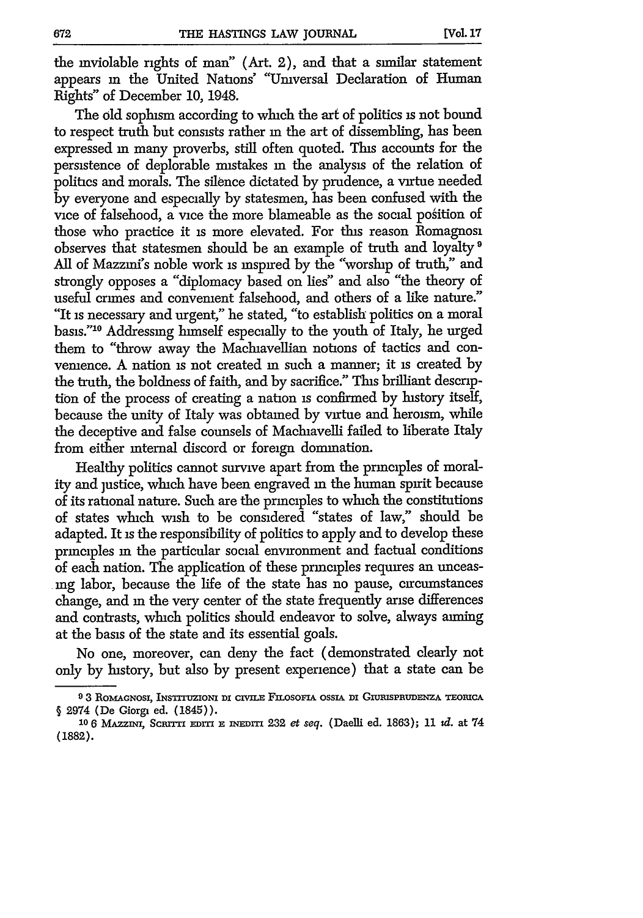the inviolable rights of man" (Art. 2), and that a similar statement appears in the United Nations' "Universal Declaration of Human Rights" of December 10, 1948.

The old sophism according to which the art of politics is not bound to respect truth but consists rather in the art of dissembling, has been expressed in many proverbs, still often quoted. This accounts for the persistence of deplorable mistakes in the analysis of the relation of politics and morals. The silence dictated by prudence, a virtue needed by everyone and especially by statesmen, has been confused with the vice of falsehood, a vice the more blameable as the social position of those who practice it is more elevated. For this reason Romagnosi observes that statesmen should be an example of truth and loyalty[9] All of Mazzini's noble work is inspired by the "worship of truth," and strongly opposes a "diplomacy based on lies" and also "the theory of useful crimes and convenient falsehood, and others of a like nature." "It is necessary and urgent," he stated, "to establish politics on a moral basis."[10] Addressing himself especially to the youth of Italy, he urged them to "throw away the Machiavellian notions of tactics and convenience. A nation is not created in such a manner; it is created by the truth, the boldness of faith, and by sacrifice." This brilliant description of the process of creating a nation is confirmed by history itself, because the unity of Italy was obtained by virtue and heroism, while the deceptive and false counsels of Machiavelli failed to liberate Italy from either internal discord or foreign domination.

Healthy politics cannot survive apart from the principles of morality and justice, which have been engraved in the human spirit because of its rational nature. Such are the principles to which the constitutions of states which wish to be considered "states of law," should be adapted. It is the responsibility of politics to apply and to develop these principles in the particular social environment and factual conditions of each nation. The application of these principles requires an unceasing labor, because the life of the state has no pause, circumstances change, and in the very center of the state frequently arise differences and contrasts, which politics should endeavor to solve, always aiming at the basis of the state and its essential goals.

No one, moreover, can deny the fact (demonstrated clearly not only by history, but also by present experience) that a state can be

---

[9] 3 ROMAGNOSI, INSTITUZIONI DI CIVILE FILOSOFIA OSSIA DI GIURISPRUDENZA TEORICA § 2974 (De Giorgi ed. (1845)).

[10] 6 MAZZINI, SCRITTI EDITI E INEDITI 232 *et seq.* (Daelli ed. 1863); 11 *id.* at 74 (1882).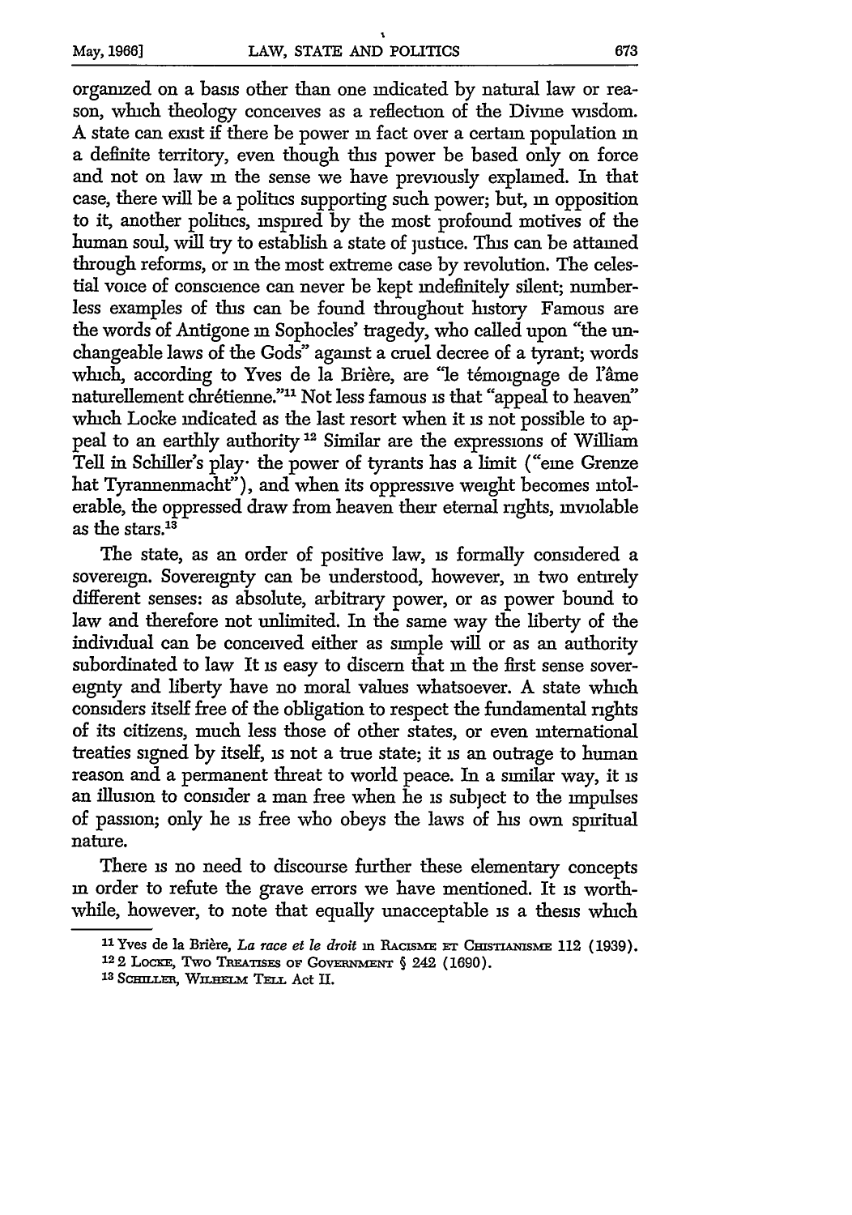organized on a basis other than one indicated by natural law or reason, which theology conceives as a reflection of the Divine wisdom. A state can exist if there be power in fact over a certain population in a definite territory, even though this power be based only on force and not on law in the sense we have previously explained. In that case, there will be a politics supporting such power; but, in opposition to it, another politics, inspired by the most profound motives of the human soul, will try to establish a state of justice. This can be attained through reforms, or in the most extreme case by revolution. The celestial voice of conscience can never be kept indefinitely silent; numberless examples of this can be found throughout history. Famous are the words of Antigone in Sophocles' tragedy, who called upon "the unchangeable laws of the Gods" against a cruel decree of a tyrant; words which, according to Yves de la Brière, are "le témoignage de l'âme naturellement chrétienne."[11] Not less famous is that "appeal to heaven" which Locke indicated as the last resort when it is not possible to appeal to an earthly authority.[12] Similar are the expressions of William Tell in Schiller's play: the power of tyrants has a limit ("eine Grenze hat Tyrannenmacht"), and when its oppressive weight becomes intolerable, the oppressed draw from heaven their eternal rights, inviolable as the stars.[13]

The state, as an order of positive law, is formally considered a sovereign. Sovereignty can be understood, however, in two entirely different senses: as absolute, arbitrary power, or as power bound to law and therefore not unlimited. In the same way the liberty of the individual can be conceived either as simple will or as an authority subordinated to law. It is easy to discern that in the first sense sovereignty and liberty have no moral values whatsoever. A state which considers itself free of the obligation to respect the fundamental rights of its citizens, much less those of other states, or even international treaties signed by itself, is not a true state; it is an outrage to human reason and a permanent threat to world peace. In a similar way, it is an illusion to consider a man free when he is subject to the impulses of passion; only he is free who obeys the laws of his own spiritual nature.

There is no need to discourse further these elementary concepts in order to refute the grave errors we have mentioned. It is worthwhile, however, to note that equally unacceptable is a thesis which

---

[11] Yves de la Brière, *La race et le droit* in RACISME ET CHRISTIANISME 112 (1939).

[12] 2 LOCKE, TWO TREATISES OF GOVERNMENT § 242 (1690).

[13] SCHILLER, WILHELM TELL Act II.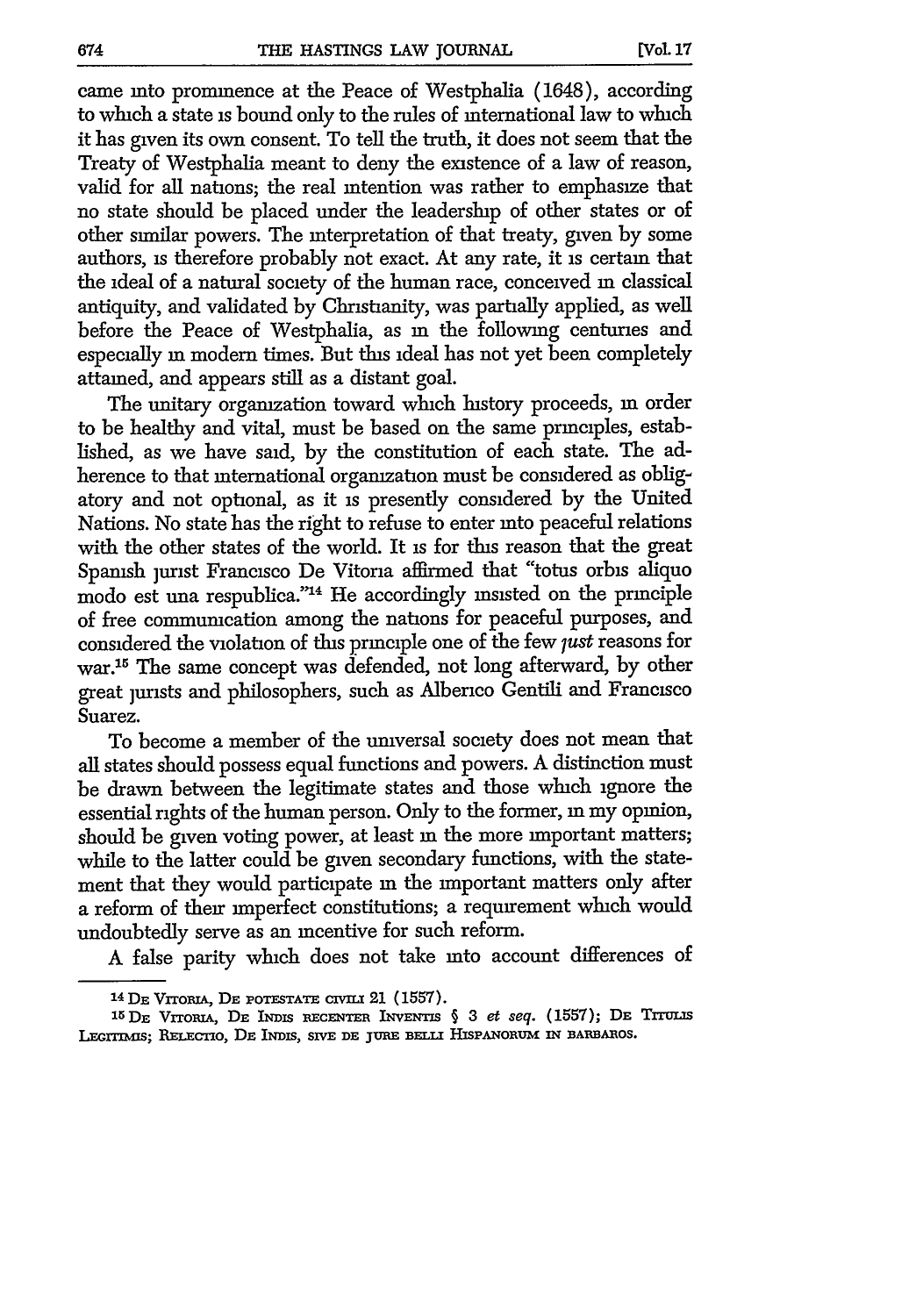came into prominence at the Peace of Westphalia (1648), according to which a state is bound only to the rules of international law to which it has given its own consent. To tell the truth, it does not seem that the Treaty of Westphalia meant to deny the existence of a law of reason, valid for all nations; the real intention was rather to emphasize that no state should be placed under the leadership of other states or of other similar powers. The interpretation of that treaty, given by some authors, is therefore probably not exact. At any rate, it is certain that the ideal of a natural society of the human race, conceived in classical antiquity, and validated by Christianity, was partially applied, as well before the Peace of Westphalia, as in the following centuries and especially in modern times. But this ideal has not yet been completely attained, and appears still as a distant goal.

The unitary organization toward which history proceeds, in order to be healthy and vital, must be based on the same principles, established, as we have said, by the constitution of each state. The adherence to that international organization must be considered as obligatory and not optional, as it is presently considered by the United Nations. No state has the right to refuse to enter into peaceful relations with the other states of the world. It is for this reason that the great Spanish jurist Francisco De Vitoria affirmed that "totus orbis aliquo modo est una respublica."[14] He accordingly insisted on the principle of free communication among the nations for peaceful purposes, and considered the violation of this principle one of the few *just* reasons for war.[15] The same concept was defended, not long afterward, by other great jurists and philosophers, such as Alberico Gentili and Francisco Suarez.

To become a member of the universal society does not mean that all states should possess equal functions and powers. A distinction must be drawn between the legitimate states and those which ignore the essential rights of the human person. Only to the former, in my opinion, should be given voting power, at least in the more important matters; while to the latter could be given secondary functions, with the statement that they would participate in the important matters only after a reform of their imperfect constitutions; a requirement which would undoubtedly serve as an incentive for such reform.

A false parity which does not take into account differences of

---

[14] DE VITORIA, DE POTESTATE CIVILI 21 (1557).

[15] DE VITORIA, DE INDIS RECENTER INVENTIS § 3 *et seq.* (1557); DE TITULIS LEGITIMIS; RELECTIO, DE INDIS, SIVE DE JURE BELLI HISPANORUM IN BARBAROS.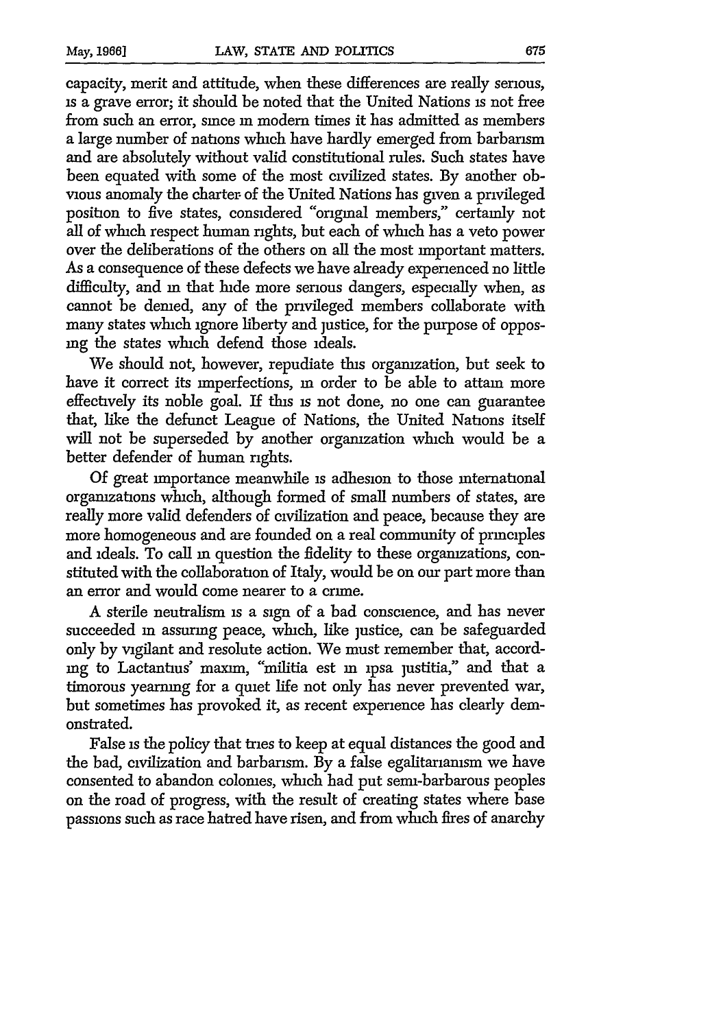capacity, merit and attitude, when these differences are really serious, is a grave error; it should be noted that the United Nations is not free from such an error, since in modern times it has admitted as members a large number of nations which have hardly emerged from barbarism and are absolutely without valid constitutional rules. Such states have been equated with some of the most civilized states. By another obvious anomaly the charter of the United Nations has given a privileged position to five states, considered "original members," certainly not all of which respect human rights, but each of which has a veto power over the deliberations of the others on all the most important matters. As a consequence of these defects we have already experienced no little difficulty, and in that hide more serious dangers, especially when, as cannot be denied, any of the privileged members collaborate with many states which ignore liberty and justice, for the purpose of opposing the states which defend those ideals.

We should not, however, repudiate this organization, but seek to have it correct its imperfections, in order to be able to attain more effectively its noble goal. If this is not done, no one can guarantee that, like the defunct League of Nations, the United Nations itself will not be superseded by another organization which would be a better defender of human rights.

Of great importance meanwhile is adhesion to those international organizations which, although formed of small numbers of states, are really more valid defenders of civilization and peace, because they are more homogeneous and are founded on a real community of principles and ideals. To call in question the fidelity to these organizations, constituted with the collaboration of Italy, would be on our part more than an error and would come nearer to a crime.

A sterile neutralism is a sign of a bad conscience, and has never succeeded in assuring peace, which, like justice, can be safeguarded only by vigilant and resolute action. We must remember that, according to Lactantius' maxim, "militia est in ipsa justitia," and that a timorous yearning for a quiet life not only has never prevented war, but sometimes has provoked it, as recent experience has clearly demonstrated.

False is the policy that tries to keep at equal distances the good and the bad, civilization and barbarism. By a false egalitarianism we have consented to abandon colonies, which had put semi-barbarous peoples on the road of progress, with the result of creating states where base passions such as race hatred have risen, and from which fires of anarchy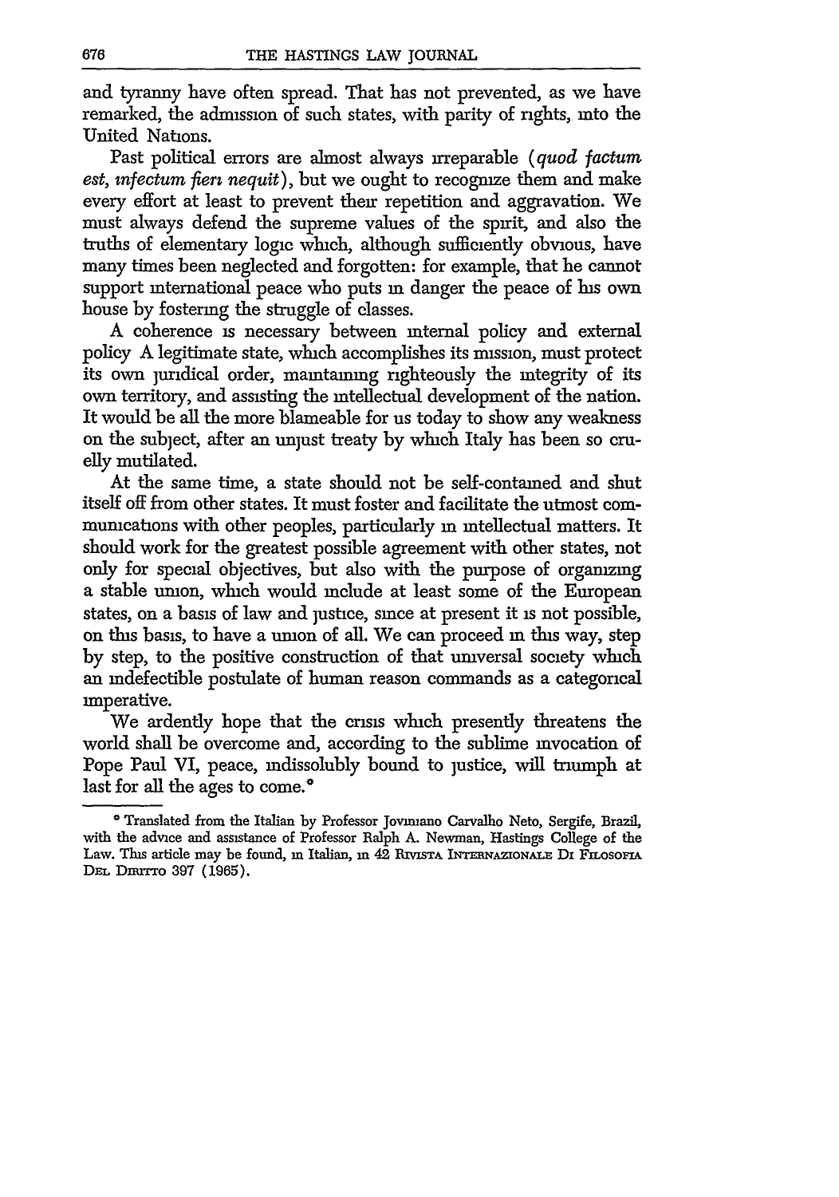and tyranny have often spread. That has not prevented, as we have remarked, the admission of such states, with parity of rights, into the United Nations.

Past political errors are almost always irreparable (*quod factum est, infectum fieri nequit*), but we ought to recognize them and make every effort at least to prevent their repetition and aggravation. We must always defend the supreme values of the spirit, and also the truths of elementary logic which, although sufficiently obvious, have many times been neglected and forgotten: for example, that he cannot support international peace who puts in danger the peace of his own house by fostering the struggle of classes.

A coherence is necessary between internal policy and external policy A legitimate state, which accomplishes its mission, must protect its own juridical order, maintaining righteously the integrity of its own territory, and assisting the intellectual development of the nation. It would be all the more blameable for us today to show any weakness on the subject, after an unjust treaty by which Italy has been so cruelly mutilated.

At the same time, a state should not be self-contained and shut itself off from other states. It must foster and facilitate the utmost communications with other peoples, particularly in intellectual matters. It should work for the greatest possible agreement with other states, not only for special objectives, but also with the purpose of organizing a stable union, which would include at least some of the European states, on a basis of law and justice, since at present it is not possible, on this basis, to have a union of all. We can proceed in this way, step by step, to the positive construction of that universal society which an indefectible postulate of human reason commands as a categorical imperative.

We ardently hope that the crisis which presently threatens the world shall be overcome and, according to the sublime invocation of Pope Paul VI, peace, indissolubly bound to justice, will triumph at last for all the ages to come.*

---

* Translated from the Italian by Professor Jovimiano Carvalho Neto, Sergife, Brazil, with the advice and assistance of Professor Ralph A. Newman, Hastings College of the Law. This article may be found, in Italian, in 42 RIVISTA INTERNAZIONALE DI FILOSOFIA DEL DIRITTO 397 (1965).